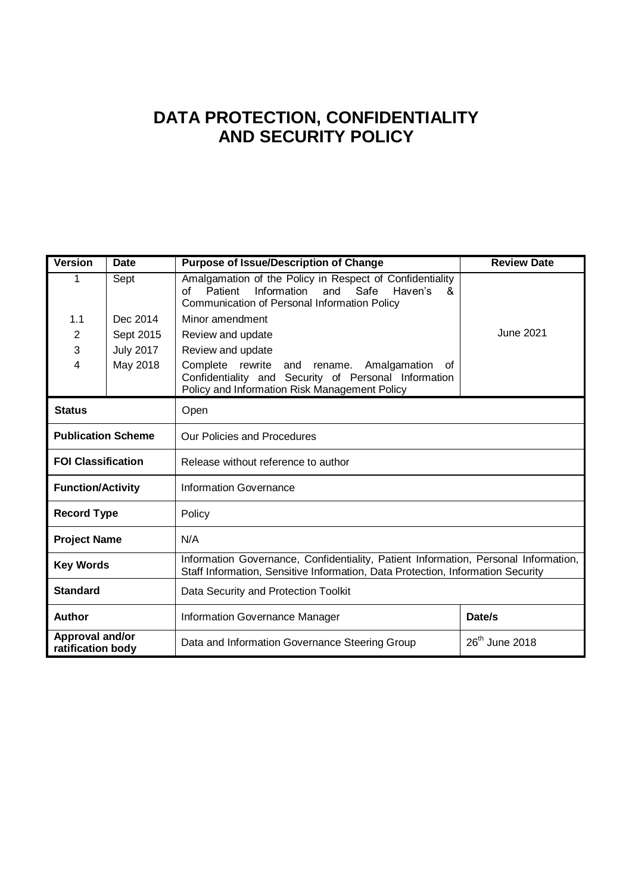# DATA PROTECTION, CONFIDENTIALITY AND SECURITY POLICY

| Version | Date | Purpose of Issue/Description of Change | Review Date |
|---|---|---|---|
| 1 | Sept | Amalgamation of the Policy in Respect of Confidentiality of Patient Information and Safe Haven's & Communication of Personal Information Policy | June 2021 |
| 1.1 | Dec 2014 | Minor amendment | |
| 2 | Sept 2015 | Review and update | |
| 3 | July 2017 | Review and update | |
| 4 | May 2018 | Complete rewrite and rename. Amalgamation of Confidentiality and Security of Personal Information Policy and Information Risk Management Policy | |

| | | | |
|---|---|---|---|
| **Status** | Open | | |
| **Publication Scheme** | Our Policies and Procedures | | |
| **FOI Classification** | Release without reference to author | | |
| **Function/Activity** | Information Governance | | |
| **Record Type** | Policy | | |
| **Project Name** | N/A | | |
| **Key Words** | Information Governance, Confidentiality, Patient Information, Personal Information, Staff Information, Sensitive Information, Data Protection, Information Security | | |
| **Standard** | Data Security and Protection Toolkit | | |
| **Author** | Information Governance Manager | **Date/s** | |
| **Approval and/or ratification body** | Data and Information Governance Steering Group | 26th June 2018 | |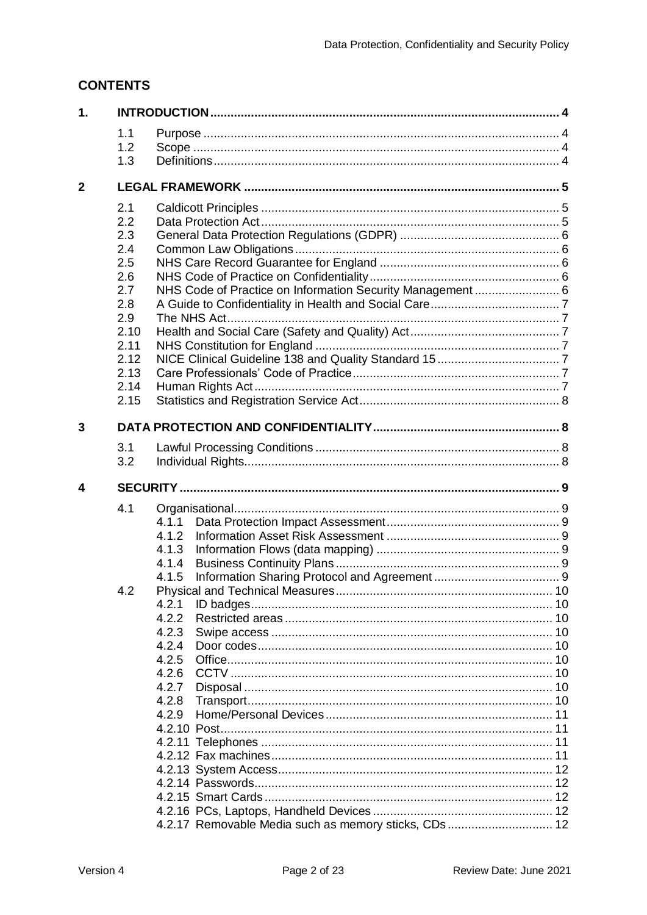## CONTENTS

| | | | |
|---|---|---|---|
| **1.** | **INTRODUCTION** | | **4** |
| | 1.1 | Purpose | 4 |
| | 1.2 | Scope | 4 |
| | 1.3 | Definitions | 4 |
| **2** | **LEGAL FRAMEWORK** | | **5** |
| | 2.1 | Caldicott Principles | 5 |
| | 2.2 | Data Protection Act | 5 |
| | 2.3 | General Data Protection Regulations (GDPR) | 6 |
| | 2.4 | Common Law Obligations | 6 |
| | 2.5 | NHS Care Record Guarantee for England | 6 |
| | 2.6 | NHS Code of Practice on Confidentiality | 6 |
| | 2.7 | NHS Code of Practice on Information Security Management | 6 |
| | 2.8 | A Guide to Confidentiality in Health and Social Care | 7 |
| | 2.9 | The NHS Act | 7 |
| | 2.10 | Health and Social Care (Safety and Quality) Act | 7 |
| | 2.11 | NHS Constitution for England | 7 |
| | 2.12 | NICE Clinical Guideline 138 and Quality Standard 15 | 7 |
| | 2.13 | Care Professionals' Code of Practice | 7 |
| | 2.14 | Human Rights Act | 7 |
| | 2.15 | Statistics and Registration Service Act | 8 |
| **3** | **DATA PROTECTION AND CONFIDENTIALITY** | | **8** |
| | 3.1 | Lawful Processing Conditions | 8 |
| | 3.2 | Individual Rights | 8 |
| **4** | **SECURITY** | | **9** |
| | 4.1 | Organisational | 9 |
| | | 4.1.1 Data Protection Impact Assessment | 9 |
| | | 4.1.2 Information Asset Risk Assessment | 9 |
| | | 4.1.3 Information Flows (data mapping) | 9 |
| | | 4.1.4 Business Continuity Plans | 9 |
| | | 4.1.5 Information Sharing Protocol and Agreement | 9 |
| | 4.2 | Physical and Technical Measures | 10 |
| | | 4.2.1 ID badges | 10 |
| | | 4.2.2 Restricted areas | 10 |
| | | 4.2.3 Swipe access | 10 |
| | | 4.2.4 Door codes | 10 |
| | | 4.2.5 Office | 10 |
| | | 4.2.6 CCTV | 10 |
| | | 4.2.7 Disposal | 10 |
| | | 4.2.8 Transport | 10 |
| | | 4.2.9 Home/Personal Devices | 11 |
| | | 4.2.10 Post | 11 |
| | | 4.2.11 Telephones | 11 |
| | | 4.2.12 Fax machines | 11 |
| | | 4.2.13 System Access | 12 |
| | | 4.2.14 Passwords | 12 |
| | | 4.2.15 Smart Cards | 12 |
| | | 4.2.16 PCs, Laptops, Handheld Devices | 12 |
| | | 4.2.17 Removable Media such as memory sticks, CDs | 12 |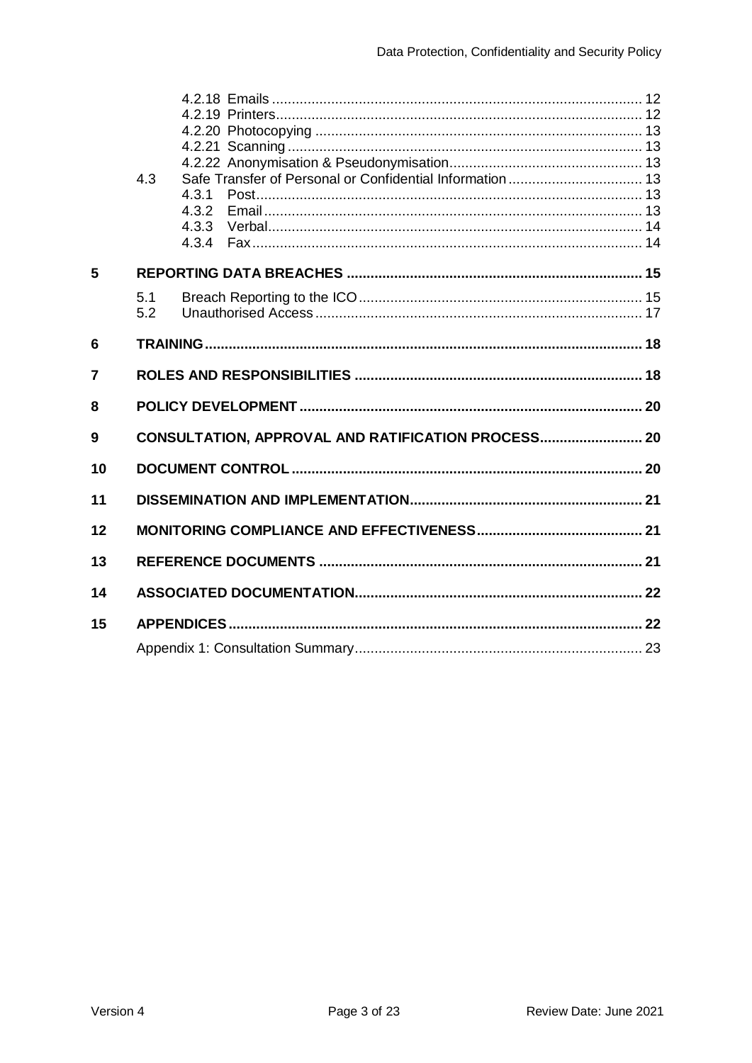| | | |
|---|---|---|
| | 4.2.18 Emails | 12 |
| | 4.2.19 Printers | 12 |
| | 4.2.20 Photocopying | 13 |
| | 4.2.21 Scanning | 13 |
| | 4.2.22 Anonymisation & Pseudonymisation | 13 |
| | 4.3 Safe Transfer of Personal or Confidential Information | 13 |
| | 4.3.1 Post | 13 |
| | 4.3.2 Email | 13 |
| | 4.3.3 Verbal | 14 |
| | 4.3.4 Fax | 14 |
| **5** | **REPORTING DATA BREACHES** | **15** |
| | 5.1 Breach Reporting to the ICO | 15 |
| | 5.2 Unauthorised Access | 17 |
| **6** | **TRAINING** | **18** |
| **7** | **ROLES AND RESPONSIBILITIES** | **18** |
| **8** | **POLICY DEVELOPMENT** | **20** |
| **9** | **CONSULTATION, APPROVAL AND RATIFICATION PROCESS** | **20** |
| **10** | **DOCUMENT CONTROL** | **20** |
| **11** | **DISSEMINATION AND IMPLEMENTATION** | **21** |
| **12** | **MONITORING COMPLIANCE AND EFFECTIVENESS** | **21** |
| **13** | **REFERENCE DOCUMENTS** | **21** |
| **14** | **ASSOCIATED DOCUMENTATION** | **22** |
| **15** | **APPENDICES** | **22** |
| | Appendix 1: Consultation Summary | 23 |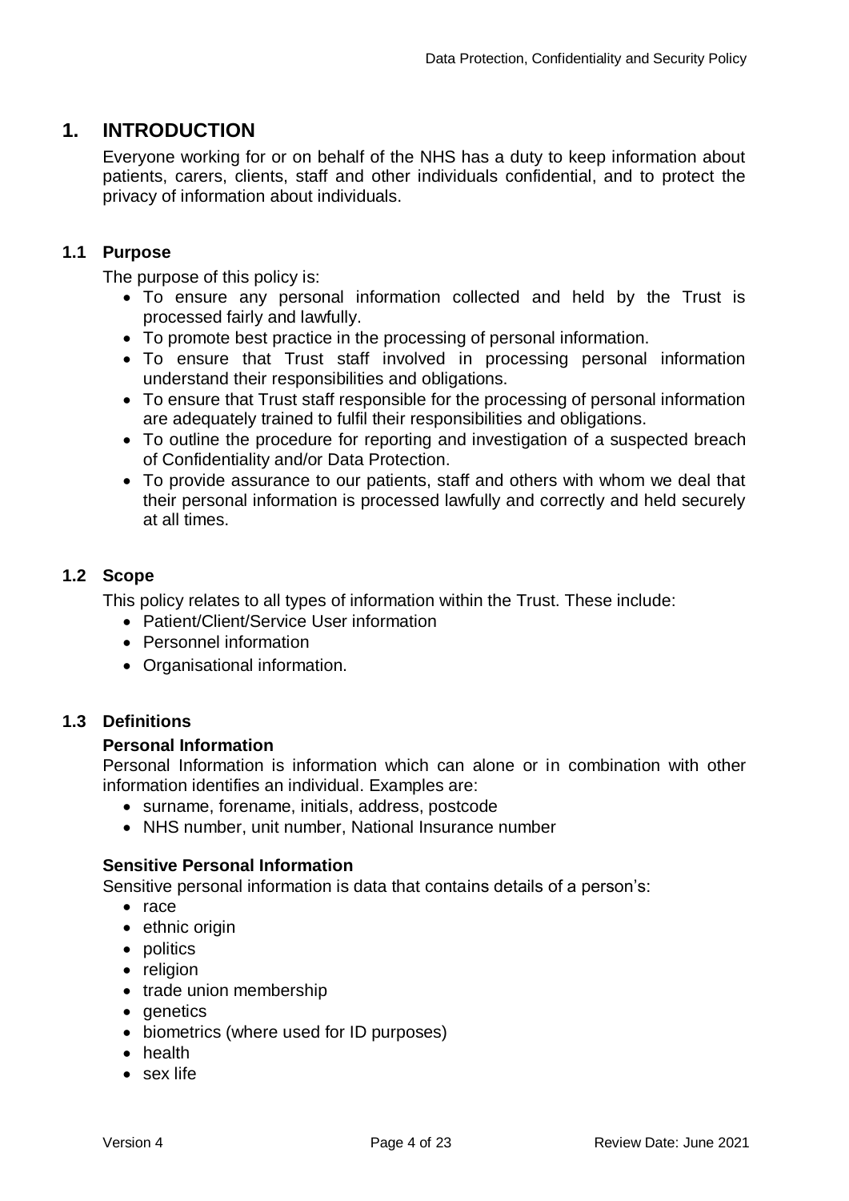# 1. INTRODUCTION

Everyone working for or on behalf of the NHS has a duty to keep information about patients, carers, clients, staff and other individuals confidential, and to protect the privacy of information about individuals.

## 1.1 Purpose

The purpose of this policy is:

- To ensure any personal information collected and held by the Trust is processed fairly and lawfully.
- To promote best practice in the processing of personal information.
- To ensure that Trust staff involved in processing personal information understand their responsibilities and obligations.
- To ensure that Trust staff responsible for the processing of personal information are adequately trained to fulfil their responsibilities and obligations.
- To outline the procedure for reporting and investigation of a suspected breach of Confidentiality and/or Data Protection.
- To provide assurance to our patients, staff and others with whom we deal that their personal information is processed lawfully and correctly and held securely at all times.

## 1.2 Scope

This policy relates to all types of information within the Trust. These include:

- Patient/Client/Service User information
- Personnel information
- Organisational information.

## 1.3 Definitions

**Personal Information**

Personal Information is information which can alone or in combination with other information identifies an individual. Examples are:

- surname, forename, initials, address, postcode
- NHS number, unit number, National Insurance number

**Sensitive Personal Information**

Sensitive personal information is data that contains details of a person's:

- race
- ethnic origin
- politics
- religion
- trade union membership
- genetics
- biometrics (where used for ID purposes)
- health
- sex life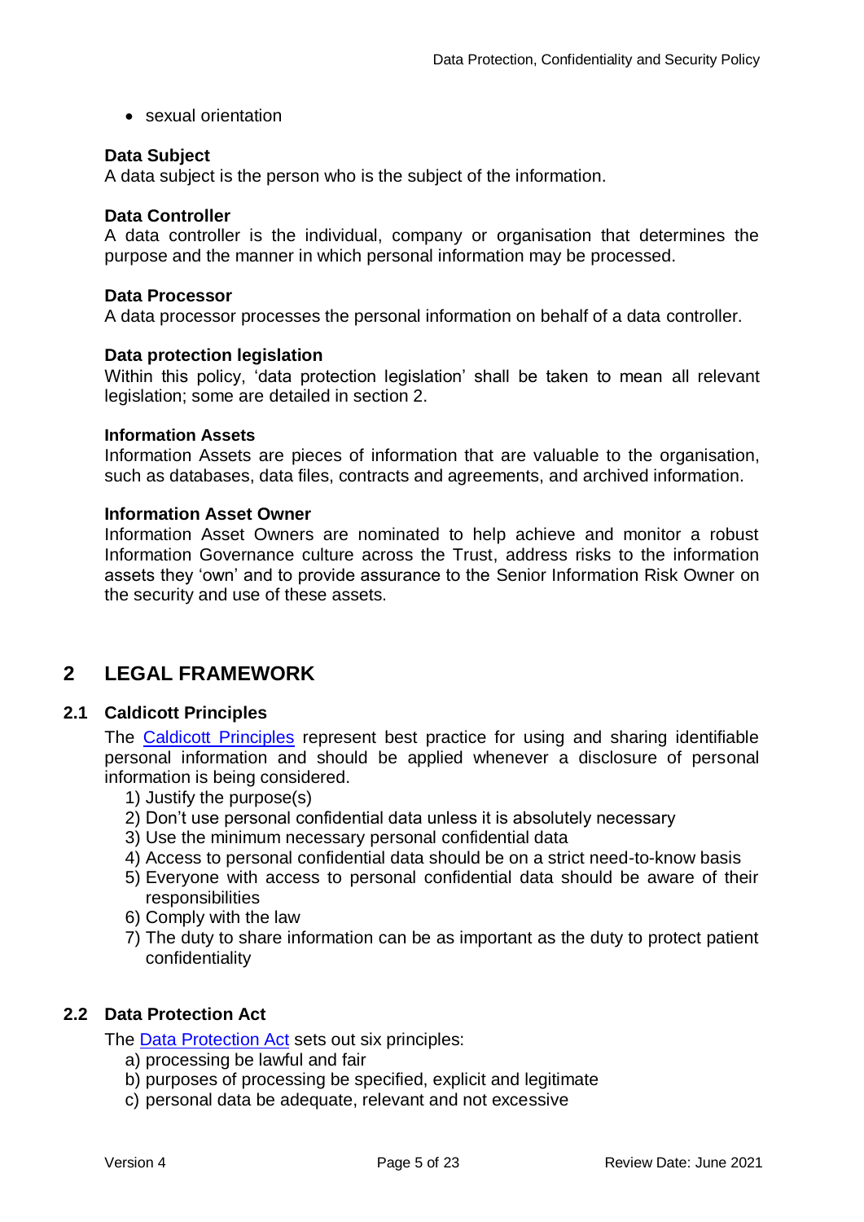- sexual orientation

**Data Subject**
A data subject is the person who is the subject of the information.

**Data Controller**
A data controller is the individual, company or organisation that determines the purpose and the manner in which personal information may be processed.

**Data Processor**
A data processor processes the personal information on behalf of a data controller.

**Data protection legislation**
Within this policy, 'data protection legislation' shall be taken to mean all relevant legislation; some are detailed in section 2.

**Information Assets**
Information Assets are pieces of information that are valuable to the organisation, such as databases, data files, contracts and agreements, and archived information.

**Information Asset Owner**
Information Asset Owners are nominated to help achieve and monitor a robust Information Governance culture across the Trust, address risks to the information assets they 'own' and to provide assurance to the Senior Information Risk Owner on the security and use of these assets.

## 2 LEGAL FRAMEWORK

### 2.1 Caldicott Principles

The Caldicott Principles represent best practice for using and sharing identifiable personal information and should be applied whenever a disclosure of personal information is being considered.

1) Justify the purpose(s)
2) Don't use personal confidential data unless it is absolutely necessary
3) Use the minimum necessary personal confidential data
4) Access to personal confidential data should be on a strict need-to-know basis
5) Everyone with access to personal confidential data should be aware of their responsibilities
6) Comply with the law
7) The duty to share information can be as important as the duty to protect patient confidentiality

### 2.2 Data Protection Act

The Data Protection Act sets out six principles:

a) processing be lawful and fair
b) purposes of processing be specified, explicit and legitimate
c) personal data be adequate, relevant and not excessive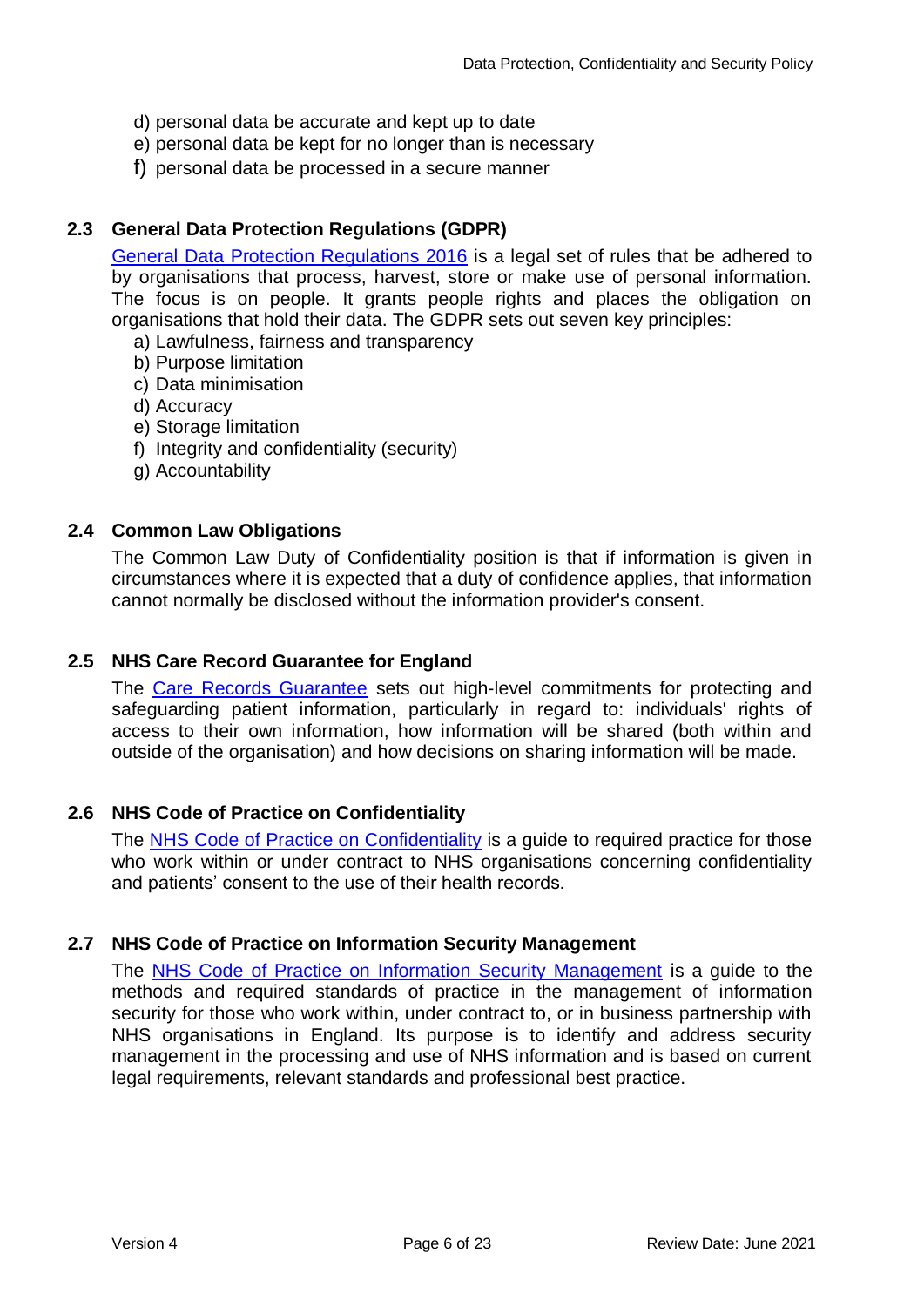d) personal data be accurate and kept up to date
e) personal data be kept for no longer than is necessary
f) personal data be processed in a secure manner

### 2.3 General Data Protection Regulations (GDPR)

General Data Protection Regulations 2016 is a legal set of rules that be adhered to by organisations that process, harvest, store or make use of personal information. The focus is on people. It grants people rights and places the obligation on organisations that hold their data. The GDPR sets out seven key principles:

a) Lawfulness, fairness and transparency
b) Purpose limitation
c) Data minimisation
d) Accuracy
e) Storage limitation
f) Integrity and confidentiality (security)
g) Accountability

### 2.4 Common Law Obligations

The Common Law Duty of Confidentiality position is that if information is given in circumstances where it is expected that a duty of confidence applies, that information cannot normally be disclosed without the information provider's consent.

### 2.5 NHS Care Record Guarantee for England

The Care Records Guarantee sets out high-level commitments for protecting and safeguarding patient information, particularly in regard to: individuals' rights of access to their own information, how information will be shared (both within and outside of the organisation) and how decisions on sharing information will be made.

### 2.6 NHS Code of Practice on Confidentiality

The NHS Code of Practice on Confidentiality is a guide to required practice for those who work within or under contract to NHS organisations concerning confidentiality and patients' consent to the use of their health records.

### 2.7 NHS Code of Practice on Information Security Management

The NHS Code of Practice on Information Security Management is a guide to the methods and required standards of practice in the management of information security for those who work within, under contract to, or in business partnership with NHS organisations in England. Its purpose is to identify and address security management in the processing and use of NHS information and is based on current legal requirements, relevant standards and professional best practice.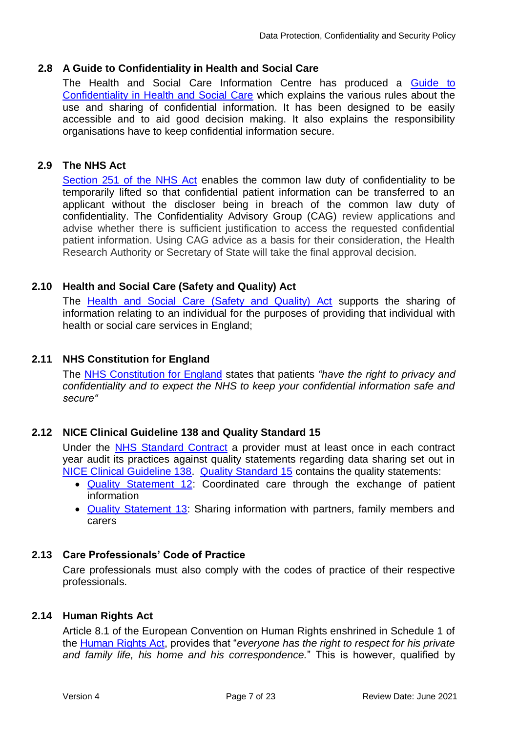### 2.8 A Guide to Confidentiality in Health and Social Care

The Health and Social Care Information Centre has produced a Guide to Confidentiality in Health and Social Care which explains the various rules about the use and sharing of confidential information. It has been designed to be easily accessible and to aid good decision making. It also explains the responsibility organisations have to keep confidential information secure.

### 2.9 The NHS Act

Section 251 of the NHS Act enables the common law duty of confidentiality to be temporarily lifted so that confidential patient information can be transferred to an applicant without the discloser being in breach of the common law duty of confidentiality. The Confidentiality Advisory Group (CAG) review applications and advise whether there is sufficient justification to access the requested confidential patient information. Using CAG advice as a basis for their consideration, the Health Research Authority or Secretary of State will take the final approval decision.

### 2.10 Health and Social Care (Safety and Quality) Act

The Health and Social Care (Safety and Quality) Act supports the sharing of information relating to an individual for the purposes of providing that individual with health or social care services in England;

### 2.11 NHS Constitution for England

The NHS Constitution for England states that patients *"have the right to privacy and confidentiality and to expect the NHS to keep your confidential information safe and secure"*

### 2.12 NICE Clinical Guideline 138 and Quality Standard 15

Under the NHS Standard Contract a provider must at least once in each contract year audit its practices against quality statements regarding data sharing set out in NICE Clinical Guideline 138. Quality Standard 15 contains the quality statements:

- Quality Statement 12: Coordinated care through the exchange of patient information
- Quality Statement 13: Sharing information with partners, family members and carers

### 2.13 Care Professionals' Code of Practice

Care professionals must also comply with the codes of practice of their respective professionals.

### 2.14 Human Rights Act

Article 8.1 of the European Convention on Human Rights enshrined in Schedule 1 of the Human Rights Act, provides that "*everyone has the right to respect for his private and family life, his home and his correspondence.*" This is however, qualified by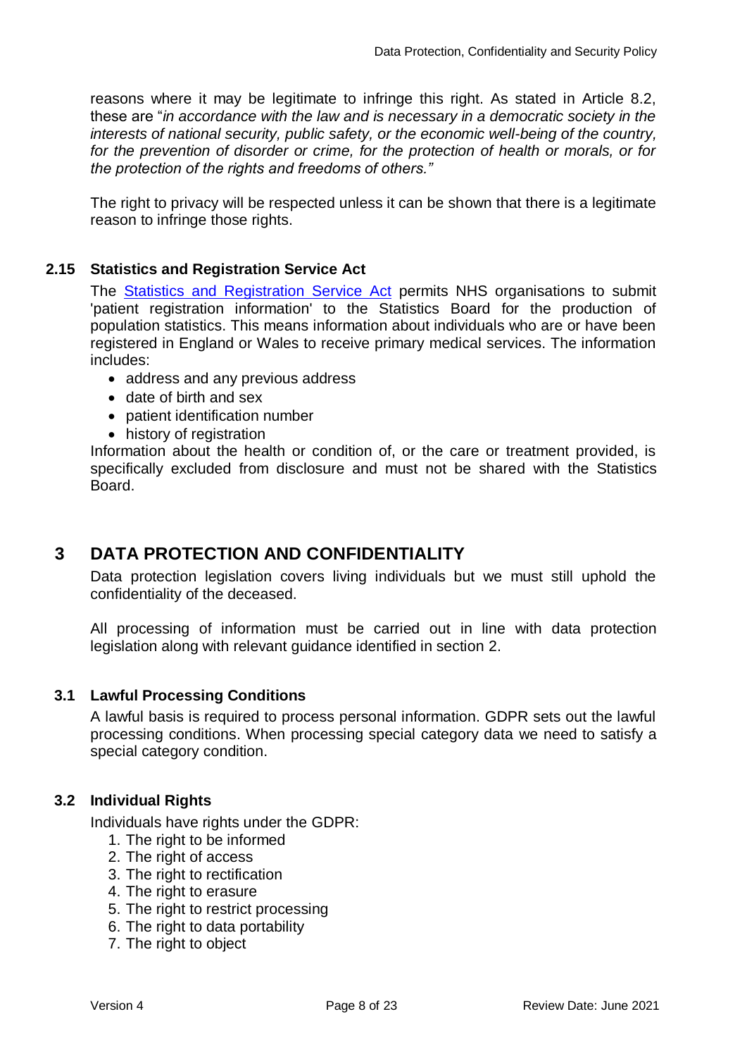reasons where it may be legitimate to infringe this right. As stated in Article 8.2, these are "*in accordance with the law and is necessary in a democratic society in the interests of national security, public safety, or the economic well-being of the country, for the prevention of disorder or crime, for the protection of health or morals, or for the protection of the rights and freedoms of others.*"

The right to privacy will be respected unless it can be shown that there is a legitimate reason to infringe those rights.

### 2.15 Statistics and Registration Service Act

The Statistics and Registration Service Act permits NHS organisations to submit 'patient registration information' to the Statistics Board for the production of population statistics. This means information about individuals who are or have been registered in England or Wales to receive primary medical services. The information includes:

- address and any previous address
- date of birth and sex
- patient identification number
- history of registration

Information about the health or condition of, or the care or treatment provided, is specifically excluded from disclosure and must not be shared with the Statistics Board.

## 3 DATA PROTECTION AND CONFIDENTIALITY

Data protection legislation covers living individuals but we must still uphold the confidentiality of the deceased.

All processing of information must be carried out in line with data protection legislation along with relevant guidance identified in section 2.

### 3.1 Lawful Processing Conditions

A lawful basis is required to process personal information. GDPR sets out the lawful processing conditions. When processing special category data we need to satisfy a special category condition.

### 3.2 Individual Rights

Individuals have rights under the GDPR:

1. The right to be informed
2. The right of access
3. The right to rectification
4. The right to erasure
5. The right to restrict processing
6. The right to data portability
7. The right to object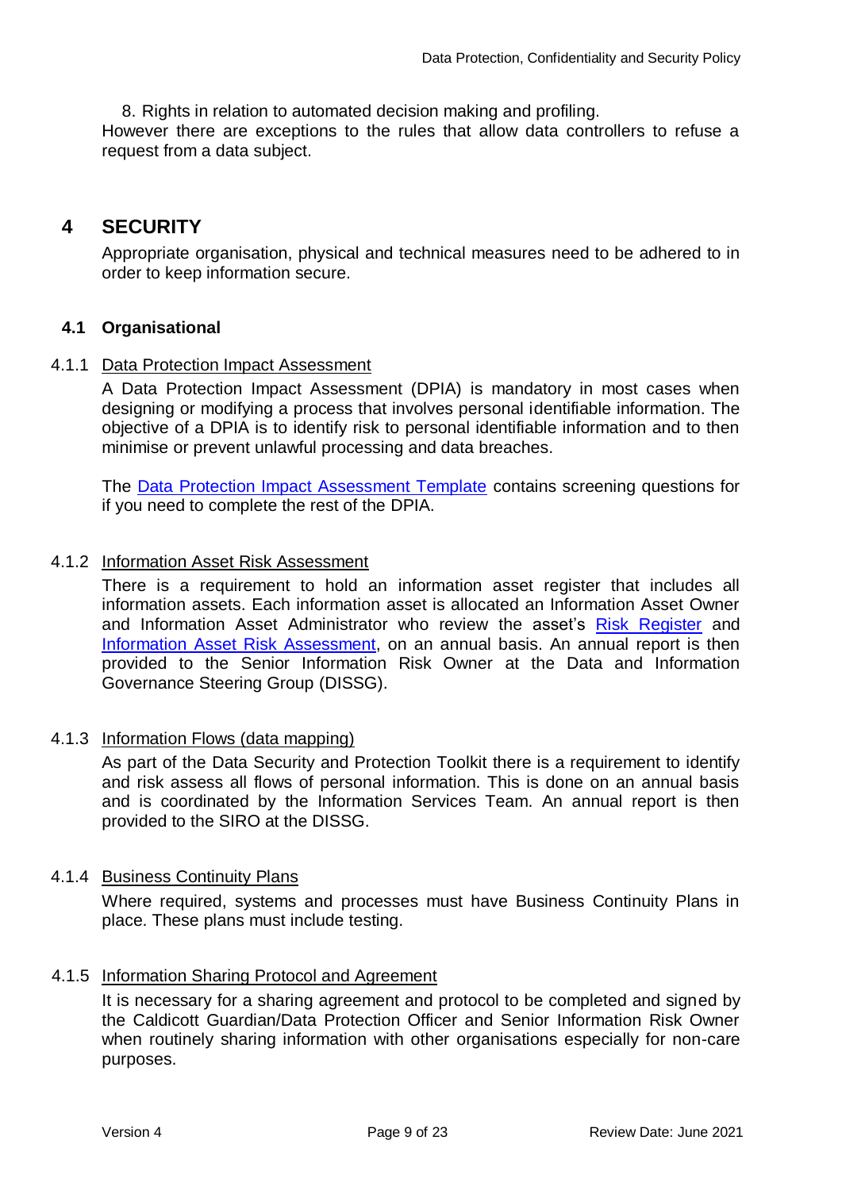8. Rights in relation to automated decision making and profiling.

However there are exceptions to the rules that allow data controllers to refuse a request from a data subject.

# 4 SECURITY

Appropriate organisation, physical and technical measures need to be adhered to in order to keep information secure.

## 4.1 Organisational

### 4.1.1 Data Protection Impact Assessment

A Data Protection Impact Assessment (DPIA) is mandatory in most cases when designing or modifying a process that involves personal identifiable information. The objective of a DPIA is to identify risk to personal identifiable information and to then minimise or prevent unlawful processing and data breaches.

The Data Protection Impact Assessment Template contains screening questions for if you need to complete the rest of the DPIA.

### 4.1.2 Information Asset Risk Assessment

There is a requirement to hold an information asset register that includes all information assets. Each information asset is allocated an Information Asset Owner and Information Asset Administrator who review the asset's Risk Register and Information Asset Risk Assessment, on an annual basis. An annual report is then provided to the Senior Information Risk Owner at the Data and Information Governance Steering Group (DISSG).

### 4.1.3 Information Flows (data mapping)

As part of the Data Security and Protection Toolkit there is a requirement to identify and risk assess all flows of personal information. This is done on an annual basis and is coordinated by the Information Services Team. An annual report is then provided to the SIRO at the DISSG.

### 4.1.4 Business Continuity Plans

Where required, systems and processes must have Business Continuity Plans in place. These plans must include testing.

### 4.1.5 Information Sharing Protocol and Agreement

It is necessary for a sharing agreement and protocol to be completed and signed by the Caldicott Guardian/Data Protection Officer and Senior Information Risk Owner when routinely sharing information with other organisations especially for non-care purposes.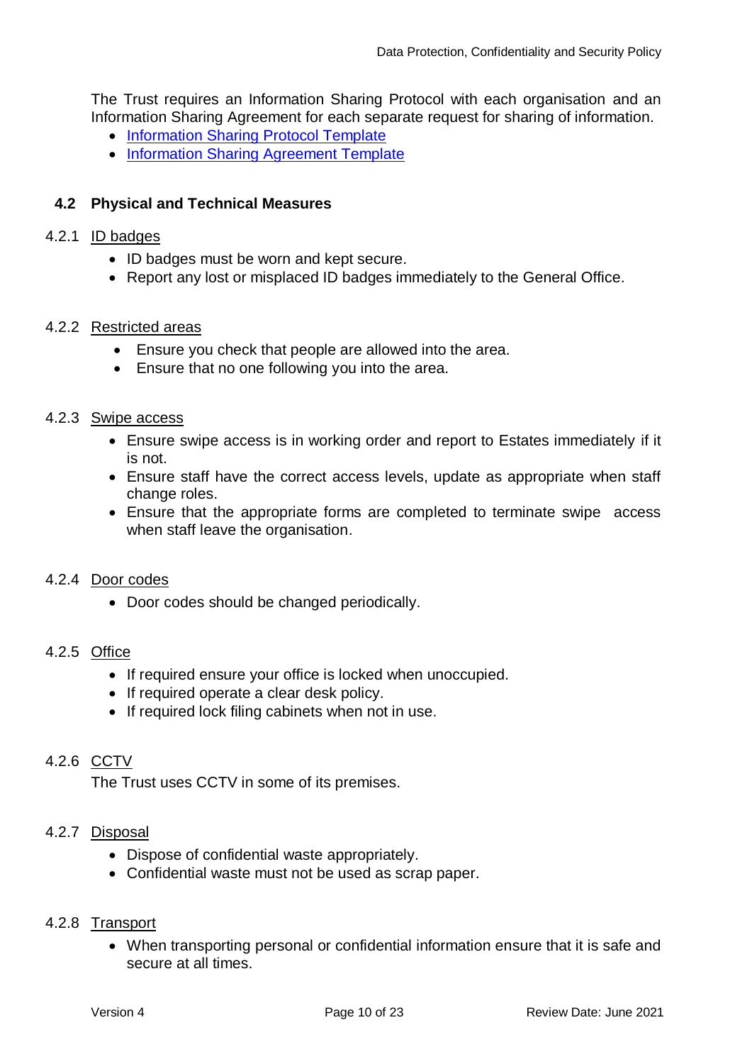The Trust requires an Information Sharing Protocol with each organisation and an Information Sharing Agreement for each separate request for sharing of information.

- Information Sharing Protocol Template
- Information Sharing Agreement Template

### 4.2 Physical and Technical Measures

#### 4.2.1 ID badges

- ID badges must be worn and kept secure.
- Report any lost or misplaced ID badges immediately to the General Office.

#### 4.2.2 Restricted areas

- Ensure you check that people are allowed into the area.
- Ensure that no one following you into the area.

#### 4.2.3 Swipe access

- Ensure swipe access is in working order and report to Estates immediately if it is not.
- Ensure staff have the correct access levels, update as appropriate when staff change roles.
- Ensure that the appropriate forms are completed to terminate swipe access when staff leave the organisation.

#### 4.2.4 Door codes

- Door codes should be changed periodically.

#### 4.2.5 Office

- If required ensure your office is locked when unoccupied.
- If required operate a clear desk policy.
- If required lock filing cabinets when not in use.

#### 4.2.6 CCTV

The Trust uses CCTV in some of its premises.

#### 4.2.7 Disposal

- Dispose of confidential waste appropriately.
- Confidential waste must not be used as scrap paper.

#### 4.2.8 Transport

- When transporting personal or confidential information ensure that it is safe and secure at all times.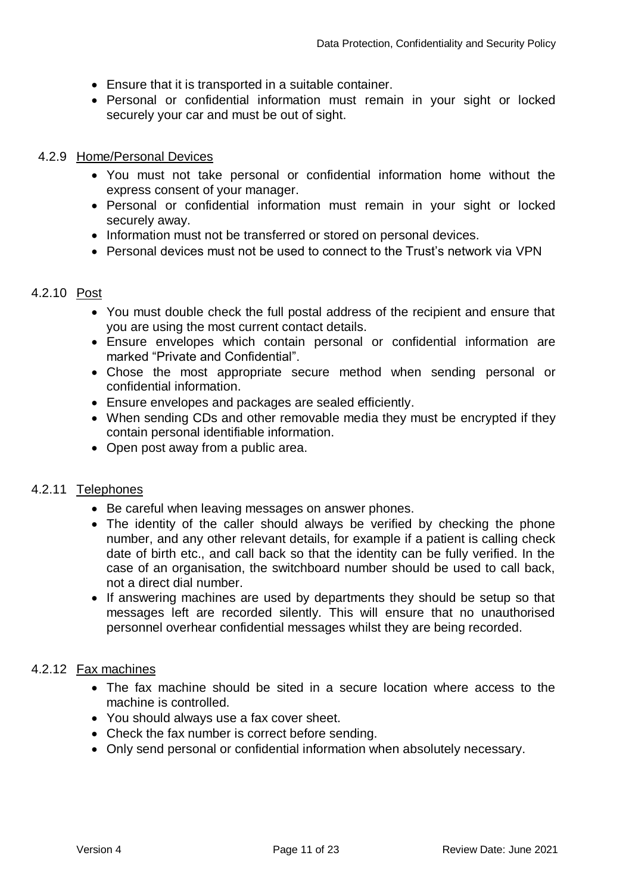- Ensure that it is transported in a suitable container.
- Personal or confidential information must remain in your sight or locked securely your car and must be out of sight.

#### 4.2.9 Home/Personal Devices

- You must not take personal or confidential information home without the express consent of your manager.
- Personal or confidential information must remain in your sight or locked securely away.
- Information must not be transferred or stored on personal devices.
- Personal devices must not be used to connect to the Trust's network via VPN

#### 4.2.10 Post

- You must double check the full postal address of the recipient and ensure that you are using the most current contact details.
- Ensure envelopes which contain personal or confidential information are marked "Private and Confidential".
- Chose the most appropriate secure method when sending personal or confidential information.
- Ensure envelopes and packages are sealed efficiently.
- When sending CDs and other removable media they must be encrypted if they contain personal identifiable information.
- Open post away from a public area.

#### 4.2.11 Telephones

- Be careful when leaving messages on answer phones.
- The identity of the caller should always be verified by checking the phone number, and any other relevant details, for example if a patient is calling check date of birth etc., and call back so that the identity can be fully verified. In the case of an organisation, the switchboard number should be used to call back, not a direct dial number.
- If answering machines are used by departments they should be setup so that messages left are recorded silently. This will ensure that no unauthorised personnel overhear confidential messages whilst they are being recorded.

#### 4.2.12 Fax machines

- The fax machine should be sited in a secure location where access to the machine is controlled.
- You should always use a fax cover sheet.
- Check the fax number is correct before sending.
- Only send personal or confidential information when absolutely necessary.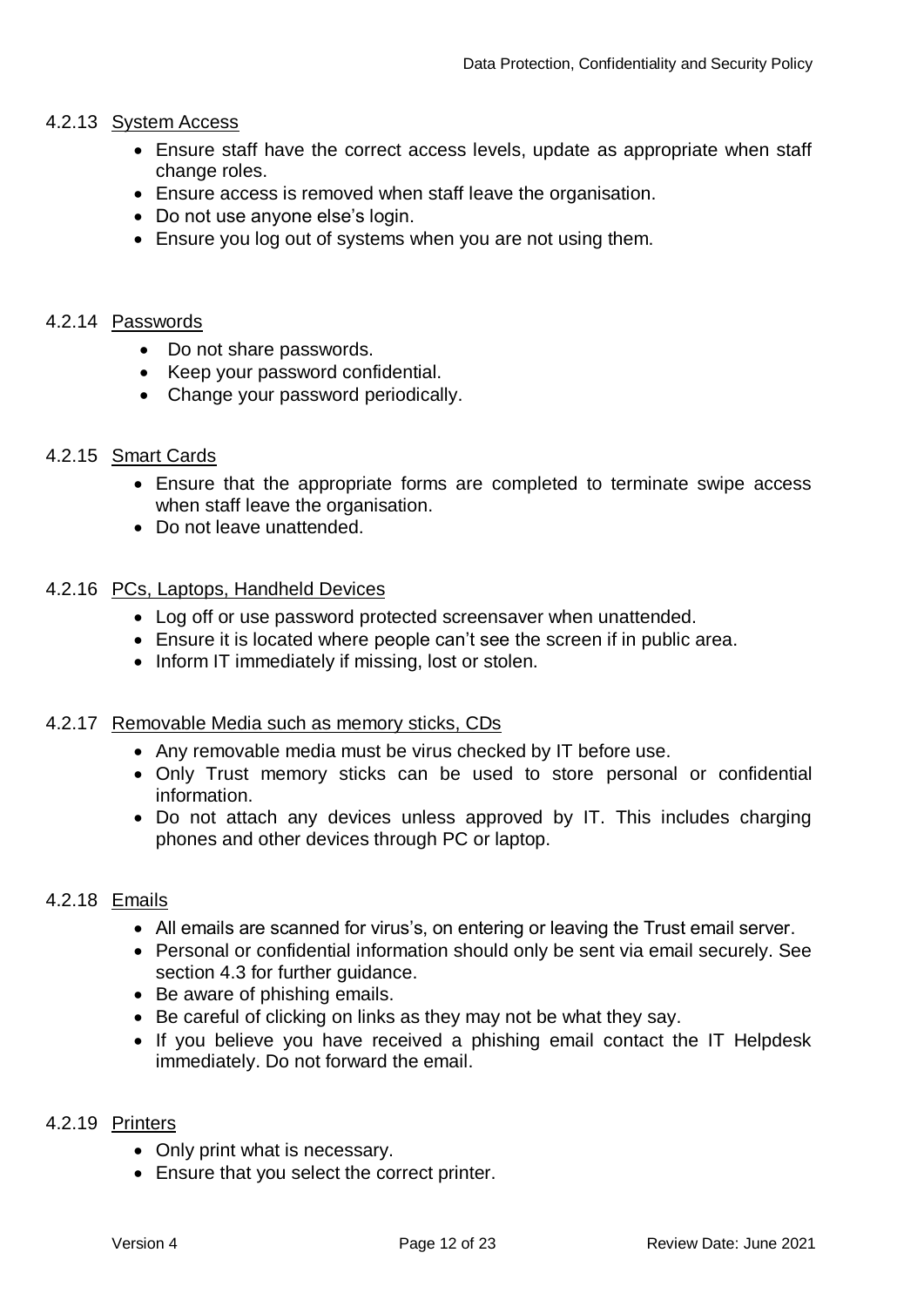#### 4.2.13 System Access

- Ensure staff have the correct access levels, update as appropriate when staff change roles.
- Ensure access is removed when staff leave the organisation.
- Do not use anyone else's login.
- Ensure you log out of systems when you are not using them.

#### 4.2.14 Passwords

- Do not share passwords.
- Keep your password confidential.
- Change your password periodically.

#### 4.2.15 Smart Cards

- Ensure that the appropriate forms are completed to terminate swipe access when staff leave the organisation.
- Do not leave unattended.

#### 4.2.16 PCs, Laptops, Handheld Devices

- Log off or use password protected screensaver when unattended.
- Ensure it is located where people can't see the screen if in public area.
- Inform IT immediately if missing, lost or stolen.

#### 4.2.17 Removable Media such as memory sticks, CDs

- Any removable media must be virus checked by IT before use.
- Only Trust memory sticks can be used to store personal or confidential information.
- Do not attach any devices unless approved by IT. This includes charging phones and other devices through PC or laptop.

#### 4.2.18 Emails

- All emails are scanned for virus's, on entering or leaving the Trust email server.
- Personal or confidential information should only be sent via email securely. See section 4.3 for further guidance.
- Be aware of phishing emails.
- Be careful of clicking on links as they may not be what they say.
- If you believe you have received a phishing email contact the IT Helpdesk immediately. Do not forward the email.

#### 4.2.19 Printers

- Only print what is necessary.
- Ensure that you select the correct printer.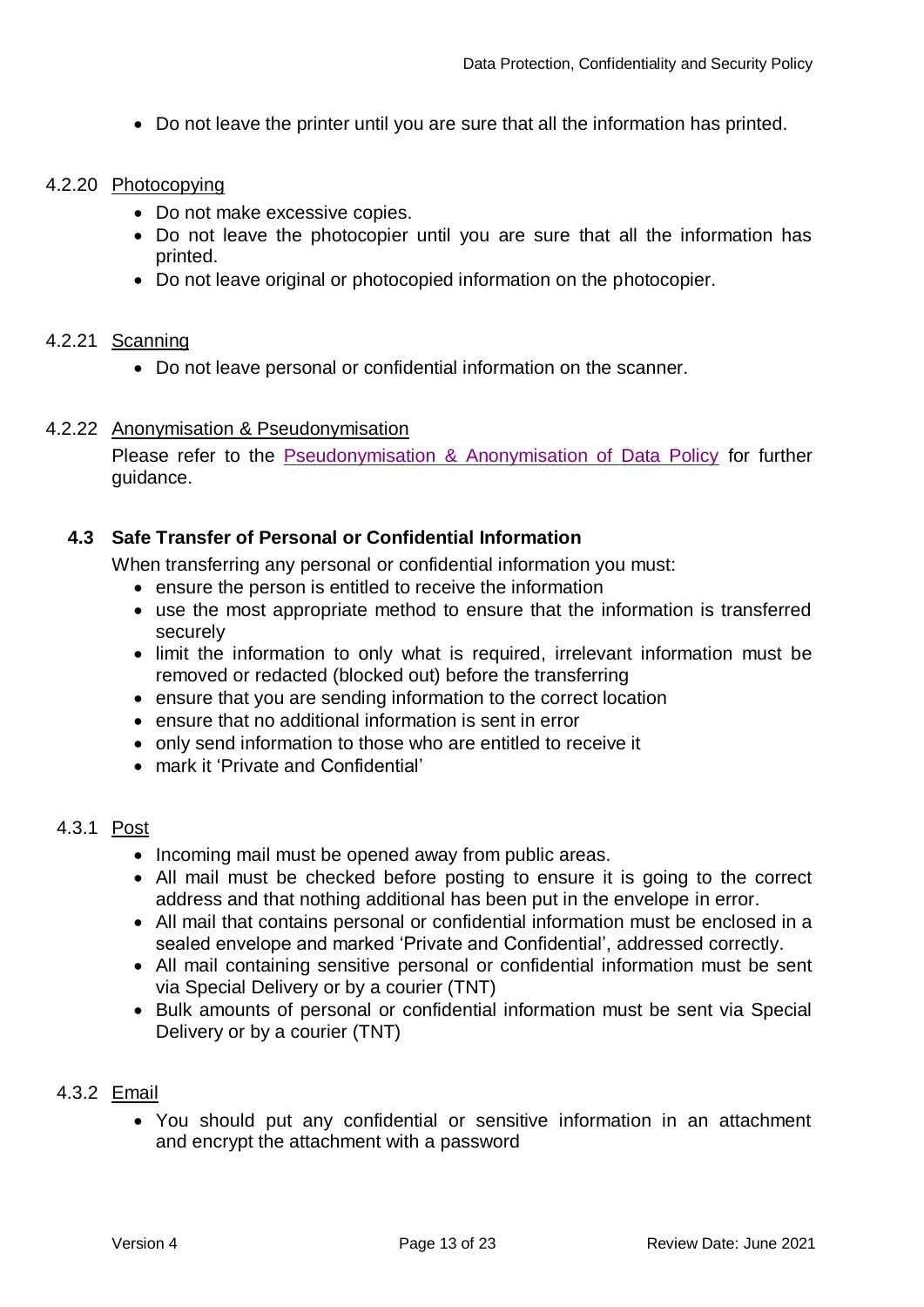- Do not leave the printer until you are sure that all the information has printed.

#### 4.2.20 Photocopying

- Do not make excessive copies.
- Do not leave the photocopier until you are sure that all the information has printed.
- Do not leave original or photocopied information on the photocopier.

#### 4.2.21 Scanning

- Do not leave personal or confidential information on the scanner.

#### 4.2.22 Anonymisation & Pseudonymisation

Please refer to the Pseudonymisation & Anonymisation of Data Policy for further guidance.

### 4.3 Safe Transfer of Personal or Confidential Information

When transferring any personal or confidential information you must:

- ensure the person is entitled to receive the information
- use the most appropriate method to ensure that the information is transferred securely
- limit the information to only what is required, irrelevant information must be removed or redacted (blocked out) before the transferring
- ensure that you are sending information to the correct location
- ensure that no additional information is sent in error
- only send information to those who are entitled to receive it
- mark it 'Private and Confidential'

#### 4.3.1 Post

- Incoming mail must be opened away from public areas.
- All mail must be checked before posting to ensure it is going to the correct address and that nothing additional has been put in the envelope in error.
- All mail that contains personal or confidential information must be enclosed in a sealed envelope and marked 'Private and Confidential', addressed correctly.
- All mail containing sensitive personal or confidential information must be sent via Special Delivery or by a courier (TNT)
- Bulk amounts of personal or confidential information must be sent via Special Delivery or by a courier (TNT)

#### 4.3.2 Email

- You should put any confidential or sensitive information in an attachment and encrypt the attachment with a password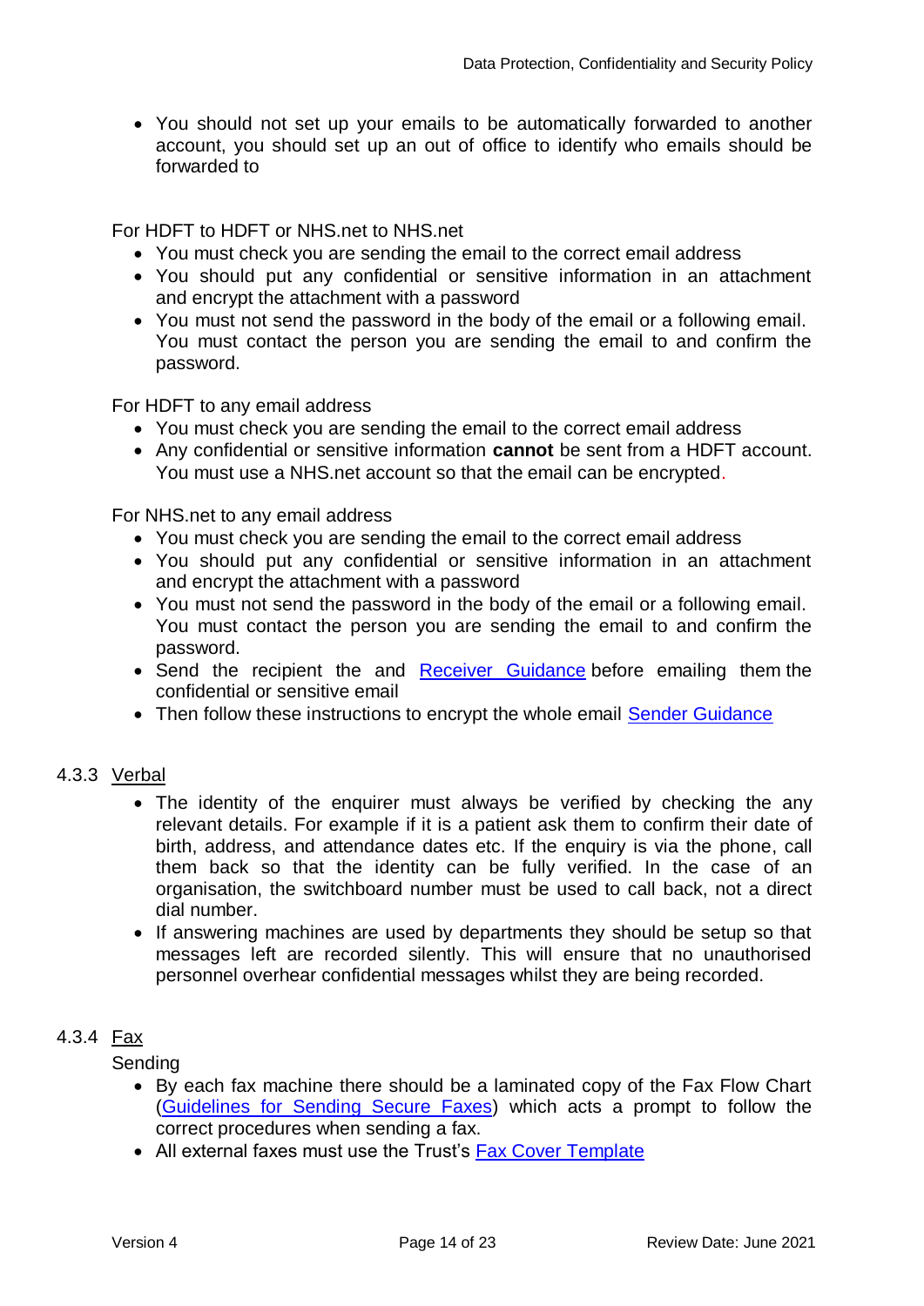- You should not set up your emails to be automatically forwarded to another account, you should set up an out of office to identify who emails should be forwarded to

For HDFT to HDFT or NHS.net to NHS.net

- You must check you are sending the email to the correct email address
- You should put any confidential or sensitive information in an attachment and encrypt the attachment with a password
- You must not send the password in the body of the email or a following email. You must contact the person you are sending the email to and confirm the password.

For HDFT to any email address

- You must check you are sending the email to the correct email address
- Any confidential or sensitive information **cannot** be sent from a HDFT account. You must use a NHS.net account so that the email can be encrypted.

For NHS.net to any email address

- You must check you are sending the email to the correct email address
- You should put any confidential or sensitive information in an attachment and encrypt the attachment with a password
- You must not send the password in the body of the email or a following email. You must contact the person you are sending the email to and confirm the password.
- Send the recipient the and Receiver Guidance before emailing them the confidential or sensitive email
- Then follow these instructions to encrypt the whole email Sender Guidance

### 4.3.3 Verbal

- The identity of the enquirer must always be verified by checking the any relevant details. For example if it is a patient ask them to confirm their date of birth, address, and attendance dates etc. If the enquiry is via the phone, call them back so that the identity can be fully verified. In the case of an organisation, the switchboard number must be used to call back, not a direct dial number.
- If answering machines are used by departments they should be setup so that messages left are recorded silently. This will ensure that no unauthorised personnel overhear confidential messages whilst they are being recorded.

### 4.3.4 Fax

Sending

- By each fax machine there should be a laminated copy of the Fax Flow Chart (Guidelines for Sending Secure Faxes) which acts a prompt to follow the correct procedures when sending a fax.
- All external faxes must use the Trust's Fax Cover Template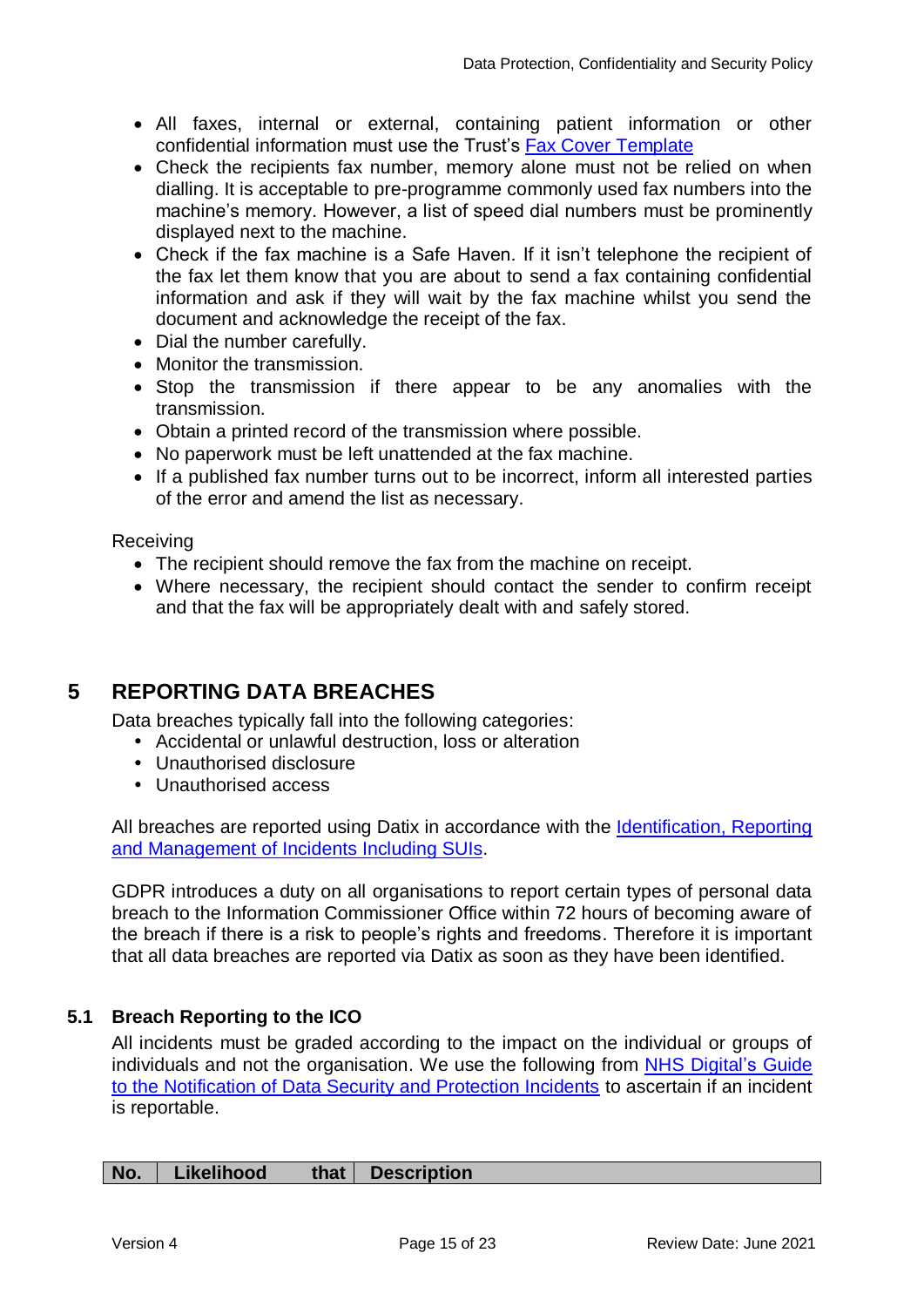- All faxes, internal or external, containing patient information or other confidential information must use the Trust's [Fax Cover Template]()
- Check the recipients fax number, memory alone must not be relied on when dialling. It is acceptable to pre-programme commonly used fax numbers into the machine's memory. However, a list of speed dial numbers must be prominently displayed next to the machine.
- Check if the fax machine is a Safe Haven. If it isn't telephone the recipient of the fax let them know that you are about to send a fax containing confidential information and ask if they will wait by the fax machine whilst you send the document and acknowledge the receipt of the fax.
- Dial the number carefully.
- Monitor the transmission.
- Stop the transmission if there appear to be any anomalies with the transmission.
- Obtain a printed record of the transmission where possible.
- No paperwork must be left unattended at the fax machine.
- If a published fax number turns out to be incorrect, inform all interested parties of the error and amend the list as necessary.

Receiving

- The recipient should remove the fax from the machine on receipt.
- Where necessary, the recipient should contact the sender to confirm receipt and that the fax will be appropriately dealt with and safely stored.

# 5 REPORTING DATA BREACHES

Data breaches typically fall into the following categories:

- Accidental or unlawful destruction, loss or alteration
- Unauthorised disclosure
- Unauthorised access

All breaches are reported using Datix in accordance with the [Identification, Reporting and Management of Incidents Including SUIs]().

GDPR introduces a duty on all organisations to report certain types of personal data breach to the Information Commissioner Office within 72 hours of becoming aware of the breach if there is a risk to people's rights and freedoms. Therefore it is important that all data breaches are reported via Datix as soon as they have been identified.

## 5.1 Breach Reporting to the ICO

All incidents must be graded according to the impact on the individual or groups of individuals and not the organisation. We use the following from [NHS Digital's Guide to the Notification of Data Security and Protection Incidents]() to ascertain if an incident is reportable.

| No. | Likelihood that | Description |
|---|---|---|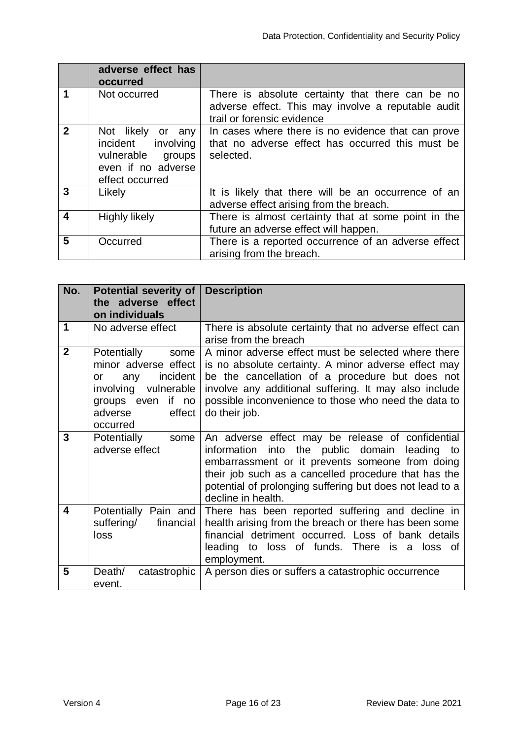|  | adverse effect has occurred |  |
|---|---|---|
| 1 | Not occurred | There is absolute certainty that there can be no adverse effect. This may involve a reputable audit trail or forensic evidence |
| 2 | Not likely or any incident involving vulnerable groups even if no adverse effect occurred | In cases where there is no evidence that can prove that no adverse effect has occurred this must be selected. |
| 3 | Likely | It is likely that there will be an occurrence of an adverse effect arising from the breach. |
| 4 | Highly likely | There is almost certainty that at some point in the future an adverse effect will happen. |
| 5 | Occurred | There is a reported occurrence of an adverse effect arising from the breach. |

| No. | Potential severity of the adverse effect on individuals | Description |
|---|---|---|
| 1 | No adverse effect | There is absolute certainty that no adverse effect can arise from the breach |
| 2 | Potentially some minor adverse effect or any incident involving vulnerable groups even if no adverse effect occurred | A minor adverse effect must be selected where there is no absolute certainty. A minor adverse effect may be the cancellation of a procedure but does not involve any additional suffering. It may also include possible inconvenience to those who need the data to do their job. |
| 3 | Potentially some adverse effect | An adverse effect may be release of confidential information into the public domain leading to embarrassment or it prevents someone from doing their job such as a cancelled procedure that has the potential of prolonging suffering but does not lead to a decline in health. |
| 4 | Potentially Pain and suffering/ financial loss | There has been reported suffering and decline in health arising from the breach or there has been some financial detriment occurred. Loss of bank details leading to loss of funds. There is a loss of employment. |
| 5 | Death/ catastrophic event. | A person dies or suffers a catastrophic occurrence |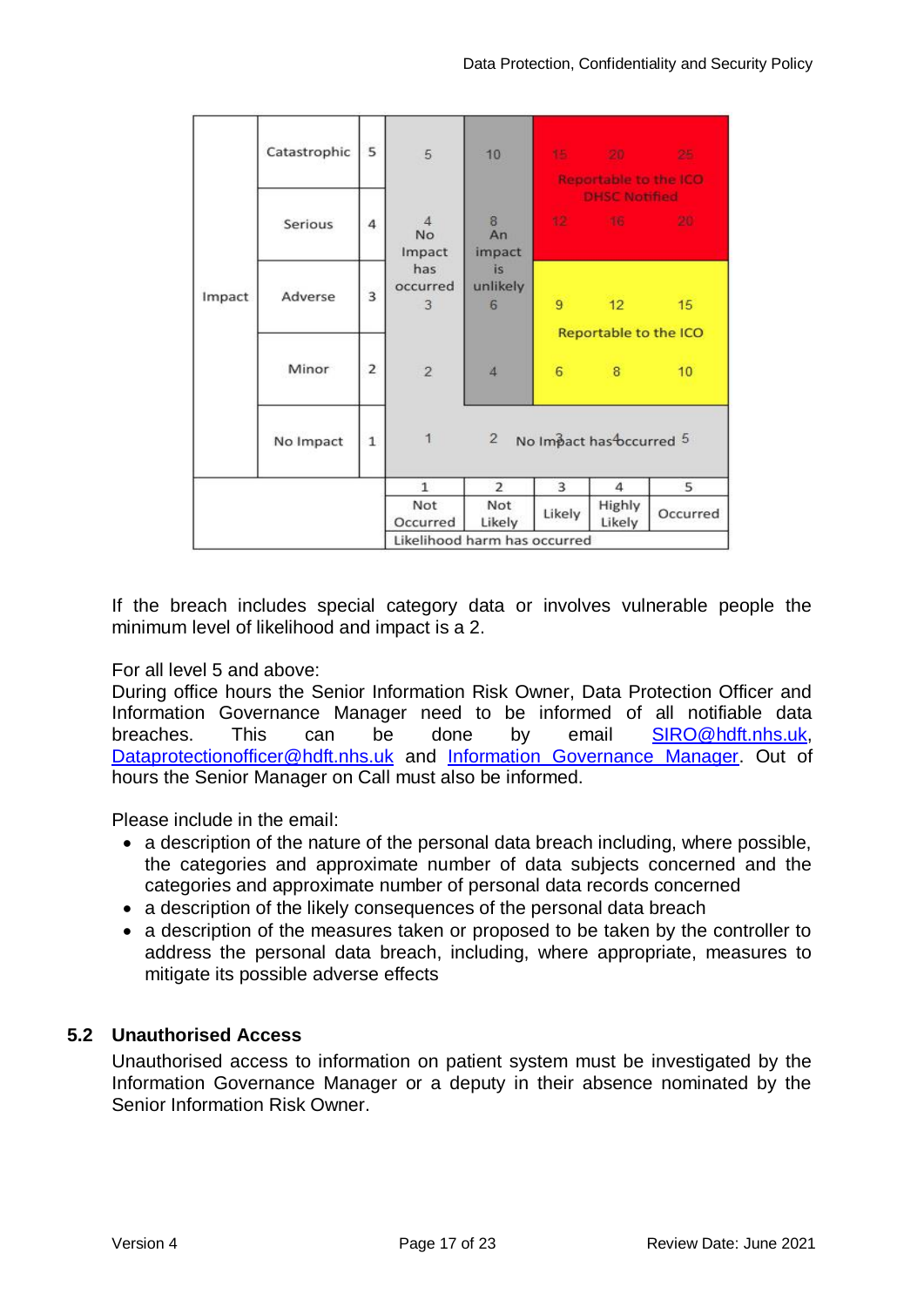| Impact | | | | | | | |
|---|---|---|---|---|---|---|---|
| | Catastrophic | 5 | 5 | 10 | 15 | 20 | 25 |
| | | | | | Reportable to the ICO DHSC Notified | | |
| | Serious | 4 | 4 No Impact has occurred | 8 An impact is unlikely | 12 | 16 | 20 |
| | Adverse | 3 | 3 | 6 | 9 | 12 | 15 |
| | | | | | Reportable to the ICO | | |
| | Minor | 2 | 2 | 4 | 6 | 8 | 10 |
| | No Impact | 1 | 1 | 2 | 3 No Impact has occurred | 4 | 5 |
| | | | 1 Not Occurred | 2 Not Likely | 3 Likely | 4 Highly Likely | 5 Occurred |
| | | | Likelihood harm has occurred | | | | |

If the breach includes special category data or involves vulnerable people the minimum level of likelihood and impact is a 2.

For all level 5 and above:
During office hours the Senior Information Risk Owner, Data Protection Officer and Information Governance Manager need to be informed of all notifiable data breaches. This can be done by email SIRO@hdft.nhs.uk, Dataprotectionofficer@hdft.nhs.uk and Information Governance Manager. Out of hours the Senior Manager on Call must also be informed.

Please include in the email:

- a description of the nature of the personal data breach including, where possible, the categories and approximate number of data subjects concerned and the categories and approximate number of personal data records concerned
- a description of the likely consequences of the personal data breach
- a description of the measures taken or proposed to be taken by the controller to address the personal data breach, including, where appropriate, measures to mitigate its possible adverse effects

### 5.2 Unauthorised Access

Unauthorised access to information on patient system must be investigated by the Information Governance Manager or a deputy in their absence nominated by the Senior Information Risk Owner.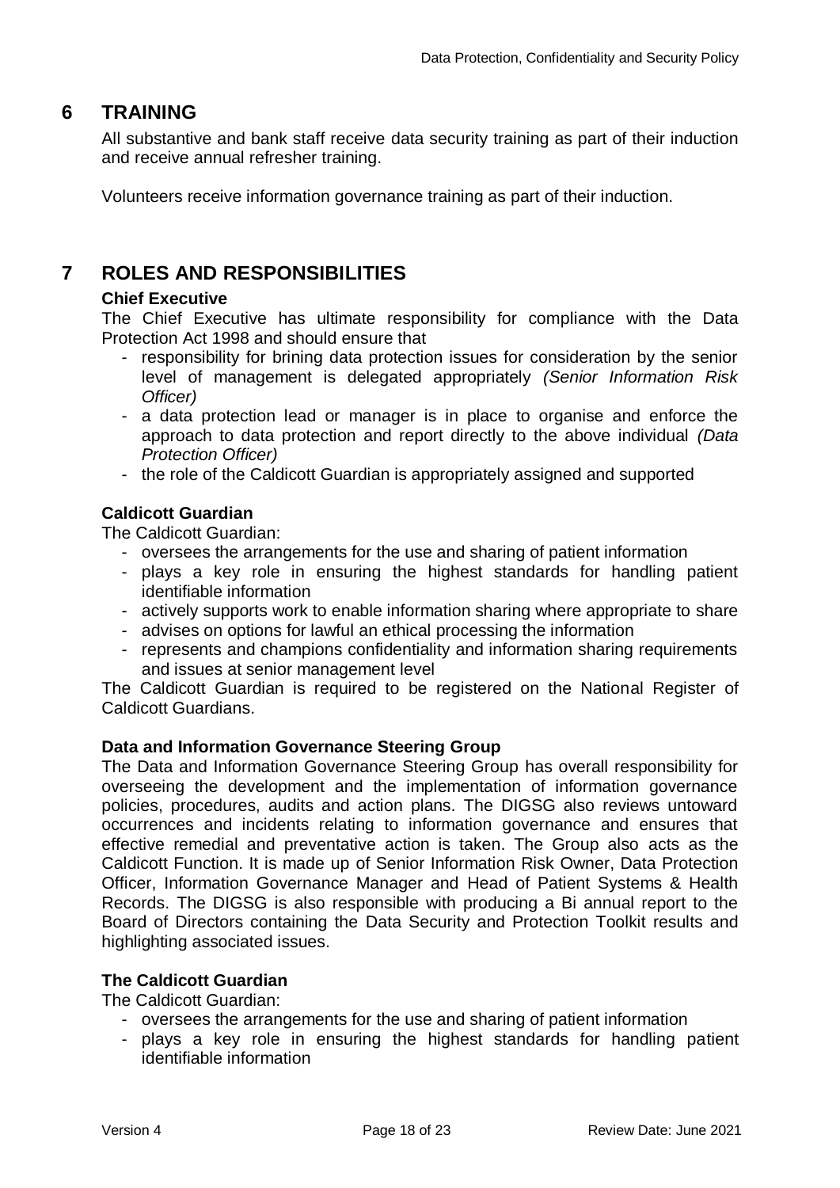## 6 TRAINING

All substantive and bank staff receive data security training as part of their induction and receive annual refresher training.

Volunteers receive information governance training as part of their induction.

## 7 ROLES AND RESPONSIBILITIES

**Chief Executive**

The Chief Executive has ultimate responsibility for compliance with the Data Protection Act 1998 and should ensure that

- responsibility for brining data protection issues for consideration by the senior level of management is delegated appropriately *(Senior Information Risk Officer)*
- a data protection lead or manager is in place to organise and enforce the approach to data protection and report directly to the above individual *(Data Protection Officer)*
- the role of the Caldicott Guardian is appropriately assigned and supported

**Caldicott Guardian**

The Caldicott Guardian:

- oversees the arrangements for the use and sharing of patient information
- plays a key role in ensuring the highest standards for handling patient identifiable information
- actively supports work to enable information sharing where appropriate to share
- advises on options for lawful an ethical processing the information
- represents and champions confidentiality and information sharing requirements and issues at senior management level

The Caldicott Guardian is required to be registered on the National Register of Caldicott Guardians.

**Data and Information Governance Steering Group**

The Data and Information Governance Steering Group has overall responsibility for overseeing the development and the implementation of information governance policies, procedures, audits and action plans. The DIGSG also reviews untoward occurrences and incidents relating to information governance and ensures that effective remedial and preventative action is taken. The Group also acts as the Caldicott Function. It is made up of Senior Information Risk Owner, Data Protection Officer, Information Governance Manager and Head of Patient Systems & Health Records. The DIGSG is also responsible with producing a Bi annual report to the Board of Directors containing the Data Security and Protection Toolkit results and highlighting associated issues.

**The Caldicott Guardian**

The Caldicott Guardian:

- oversees the arrangements for the use and sharing of patient information
- plays a key role in ensuring the highest standards for handling patient identifiable information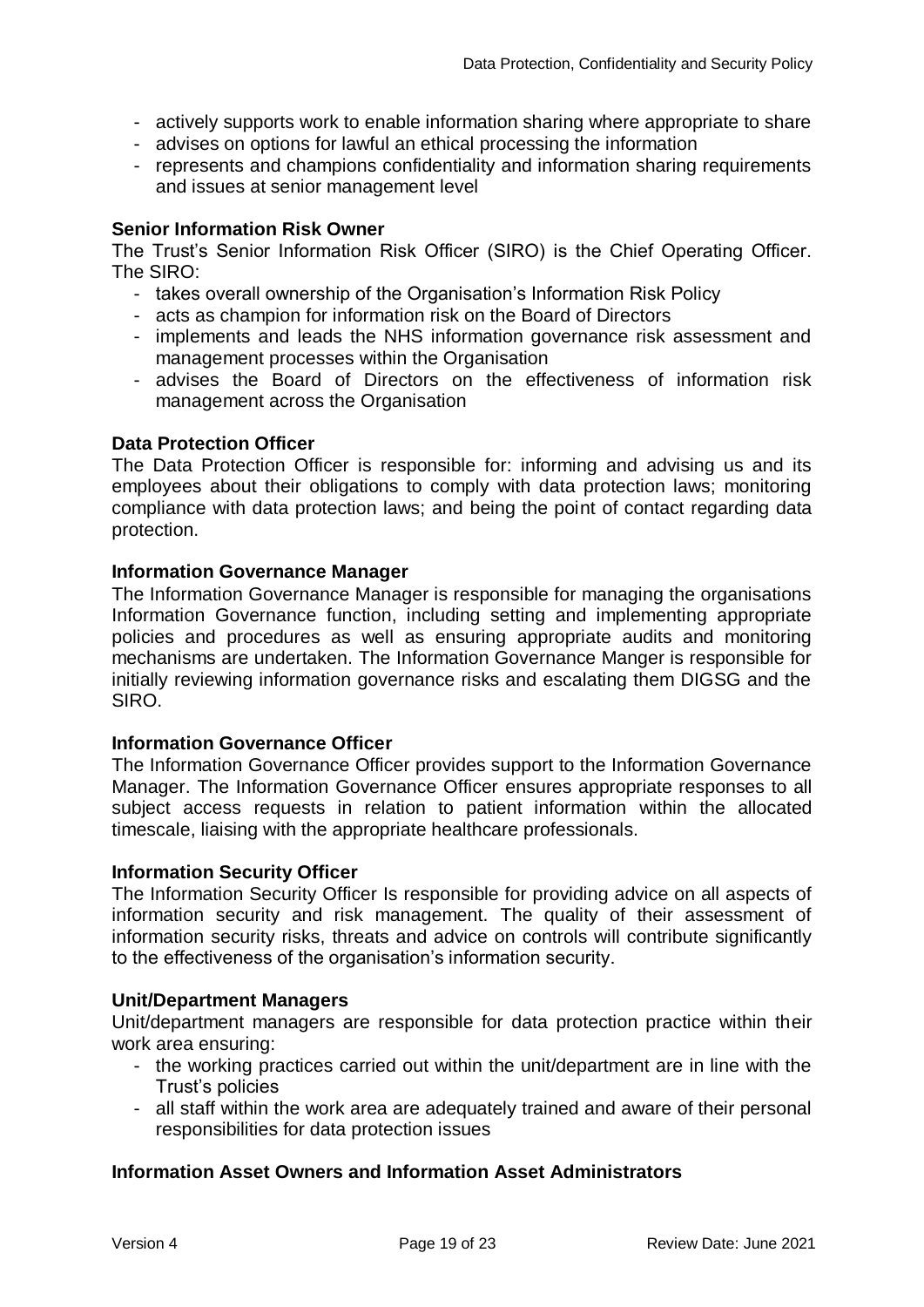- actively supports work to enable information sharing where appropriate to share
- advises on options for lawful an ethical processing the information
- represents and champions confidentiality and information sharing requirements and issues at senior management level

**Senior Information Risk Owner**

The Trust's Senior Information Risk Officer (SIRO) is the Chief Operating Officer. The SIRO:

- takes overall ownership of the Organisation's Information Risk Policy
- acts as champion for information risk on the Board of Directors
- implements and leads the NHS information governance risk assessment and management processes within the Organisation
- advises the Board of Directors on the effectiveness of information risk management across the Organisation

**Data Protection Officer**

The Data Protection Officer is responsible for: informing and advising us and its employees about their obligations to comply with data protection laws; monitoring compliance with data protection laws; and being the point of contact regarding data protection.

**Information Governance Manager**

The Information Governance Manager is responsible for managing the organisations Information Governance function, including setting and implementing appropriate policies and procedures as well as ensuring appropriate audits and monitoring mechanisms are undertaken. The Information Governance Manger is responsible for initially reviewing information governance risks and escalating them DIGSG and the SIRO.

**Information Governance Officer**

The Information Governance Officer provides support to the Information Governance Manager. The Information Governance Officer ensures appropriate responses to all subject access requests in relation to patient information within the allocated timescale, liaising with the appropriate healthcare professionals.

**Information Security Officer**

The Information Security Officer Is responsible for providing advice on all aspects of information security and risk management. The quality of their assessment of information security risks, threats and advice on controls will contribute significantly to the effectiveness of the organisation's information security.

**Unit/Department Managers**

Unit/department managers are responsible for data protection practice within their work area ensuring:

- the working practices carried out within the unit/department are in line with the Trust's policies
- all staff within the work area are adequately trained and aware of their personal responsibilities for data protection issues

**Information Asset Owners and Information Asset Administrators**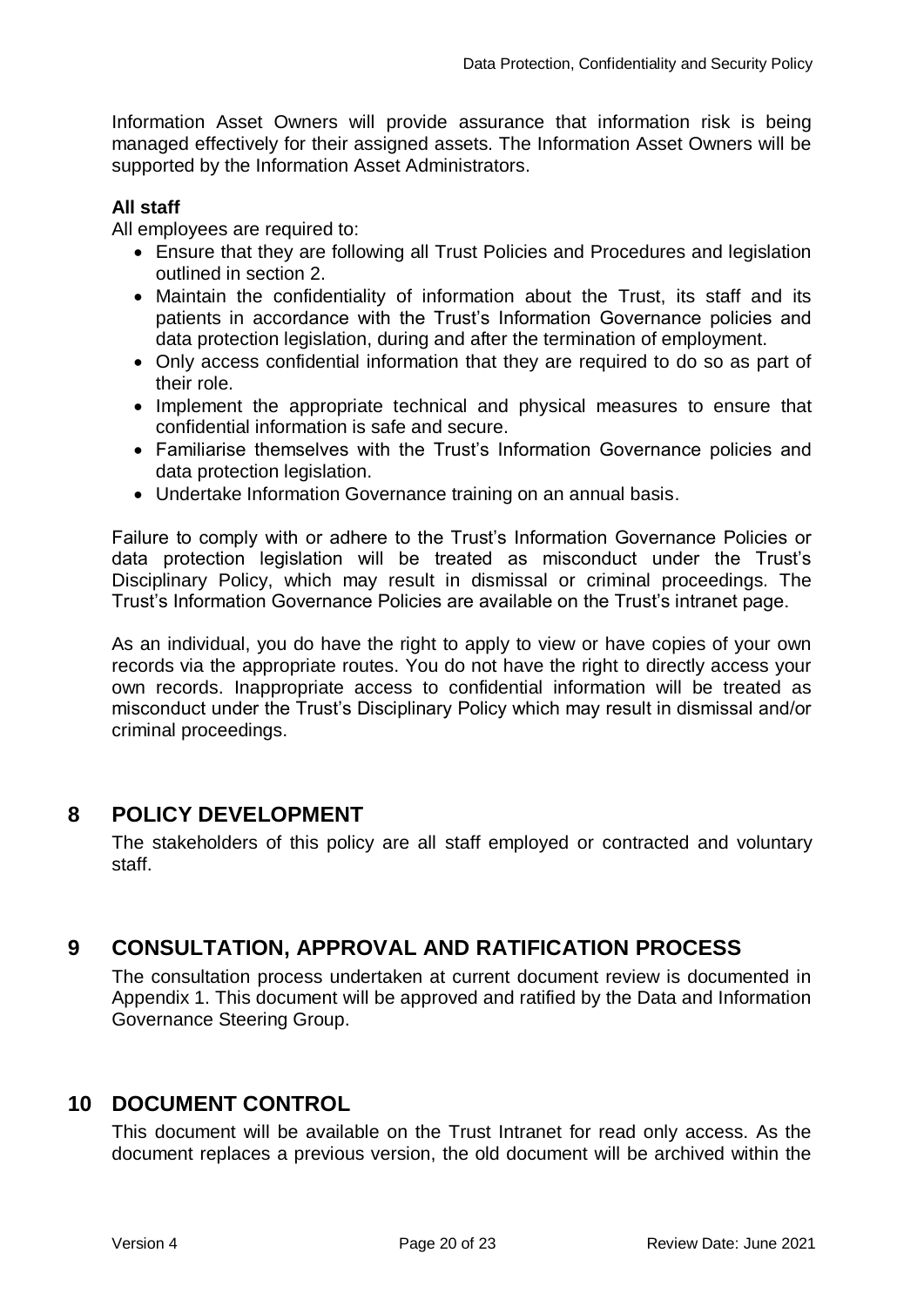Information Asset Owners will provide assurance that information risk is being managed effectively for their assigned assets. The Information Asset Owners will be supported by the Information Asset Administrators.

**All staff**

All employees are required to:

- Ensure that they are following all Trust Policies and Procedures and legislation outlined in section 2.
- Maintain the confidentiality of information about the Trust, its staff and its patients in accordance with the Trust's Information Governance policies and data protection legislation, during and after the termination of employment.
- Only access confidential information that they are required to do so as part of their role.
- Implement the appropriate technical and physical measures to ensure that confidential information is safe and secure.
- Familiarise themselves with the Trust's Information Governance policies and data protection legislation.
- Undertake Information Governance training on an annual basis.

Failure to comply with or adhere to the Trust's Information Governance Policies or data protection legislation will be treated as misconduct under the Trust's Disciplinary Policy, which may result in dismissal or criminal proceedings. The Trust's Information Governance Policies are available on the Trust's intranet page.

As an individual, you do have the right to apply to view or have copies of your own records via the appropriate routes. You do not have the right to directly access your own records. Inappropriate access to confidential information will be treated as misconduct under the Trust's Disciplinary Policy which may result in dismissal and/or criminal proceedings.

## 8 POLICY DEVELOPMENT

The stakeholders of this policy are all staff employed or contracted and voluntary staff.

## 9 CONSULTATION, APPROVAL AND RATIFICATION PROCESS

The consultation process undertaken at current document review is documented in Appendix 1. This document will be approved and ratified by the Data and Information Governance Steering Group.

## 10 DOCUMENT CONTROL

This document will be available on the Trust Intranet for read only access. As the document replaces a previous version, the old document will be archived within the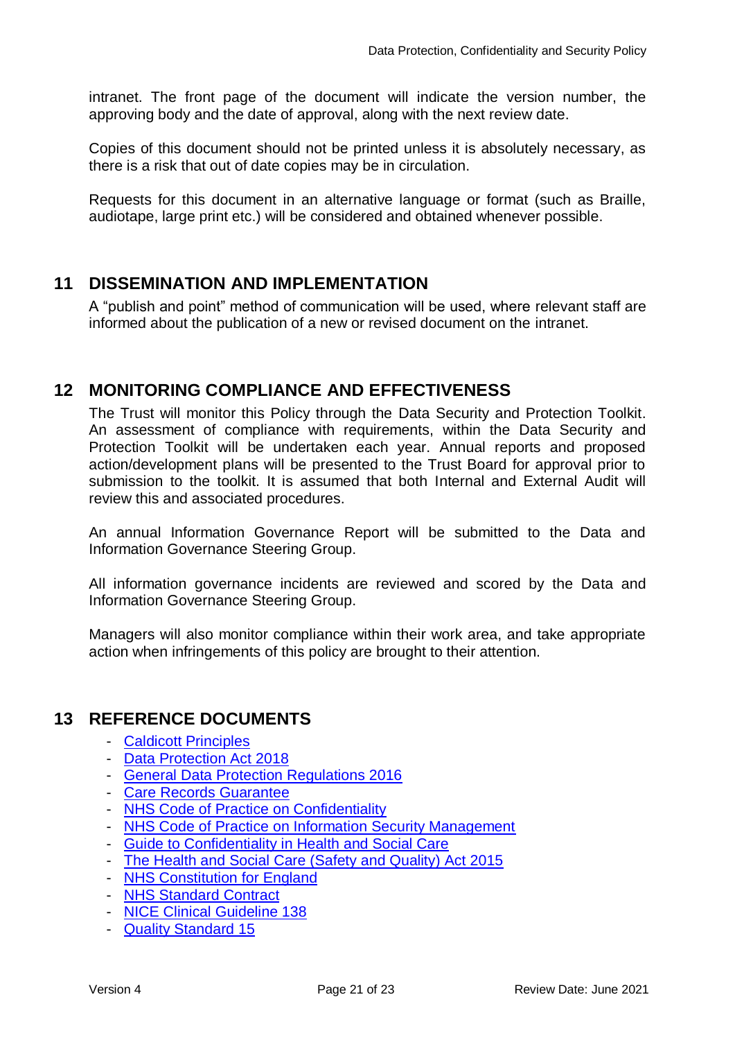intranet. The front page of the document will indicate the version number, the approving body and the date of approval, along with the next review date.

Copies of this document should not be printed unless it is absolutely necessary, as there is a risk that out of date copies may be in circulation.

Requests for this document in an alternative language or format (such as Braille, audiotape, large print etc.) will be considered and obtained whenever possible.

## 11 DISSEMINATION AND IMPLEMENTATION

A "publish and point" method of communication will be used, where relevant staff are informed about the publication of a new or revised document on the intranet.

## 12 MONITORING COMPLIANCE AND EFFECTIVENESS

The Trust will monitor this Policy through the Data Security and Protection Toolkit. An assessment of compliance with requirements, within the Data Security and Protection Toolkit will be undertaken each year. Annual reports and proposed action/development plans will be presented to the Trust Board for approval prior to submission to the toolkit. It is assumed that both Internal and External Audit will review this and associated procedures.

An annual Information Governance Report will be submitted to the Data and Information Governance Steering Group.

All information governance incidents are reviewed and scored by the Data and Information Governance Steering Group.

Managers will also monitor compliance within their work area, and take appropriate action when infringements of this policy are brought to their attention.

## 13 REFERENCE DOCUMENTS

- Caldicott Principles
- Data Protection Act 2018
- General Data Protection Regulations 2016
- Care Records Guarantee
- NHS Code of Practice on Confidentiality
- NHS Code of Practice on Information Security Management
- Guide to Confidentiality in Health and Social Care
- The Health and Social Care (Safety and Quality) Act 2015
- NHS Constitution for England
- NHS Standard Contract
- NICE Clinical Guideline 138
- Quality Standard 15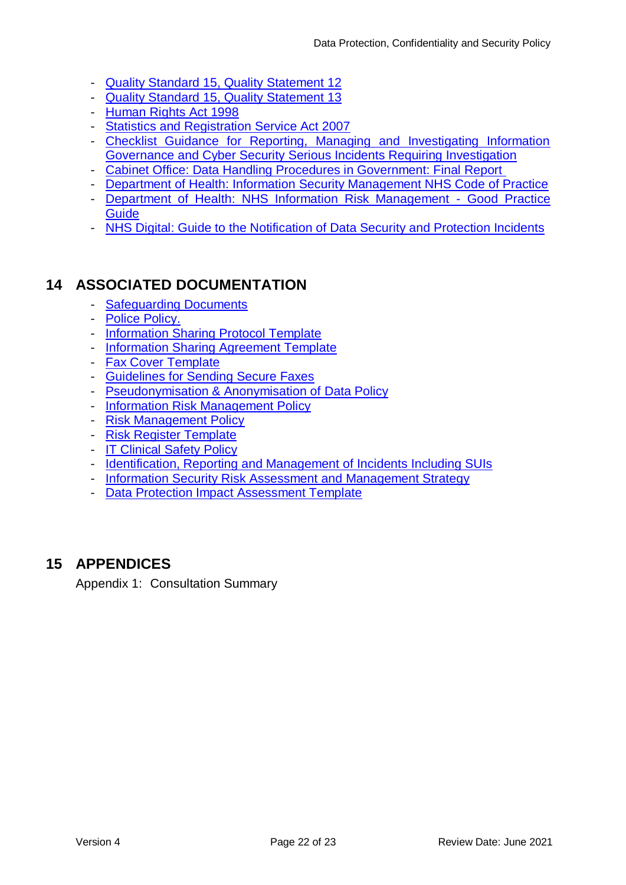- Quality Standard 15, Quality Statement 12
- Quality Standard 15, Quality Statement 13
- Human Rights Act 1998
- Statistics and Registration Service Act 2007
- Checklist Guidance for Reporting, Managing and Investigating Information Governance and Cyber Security Serious Incidents Requiring Investigation
- Cabinet Office: Data Handling Procedures in Government: Final Report
- Department of Health: Information Security Management NHS Code of Practice
- Department of Health: NHS Information Risk Management - Good Practice Guide
- NHS Digital: Guide to the Notification of Data Security and Protection Incidents

## 14 ASSOCIATED DOCUMENTATION

- Safeguarding Documents
- Police Policy.
- Information Sharing Protocol Template
- Information Sharing Agreement Template
- Fax Cover Template
- Guidelines for Sending Secure Faxes
- Pseudonymisation & Anonymisation of Data Policy
- Information Risk Management Policy
- Risk Management Policy
- Risk Register Template
- IT Clinical Safety Policy
- Identification, Reporting and Management of Incidents Including SUIs
- Information Security Risk Assessment and Management Strategy
- Data Protection Impact Assessment Template

## 15 APPENDICES

Appendix 1: Consultation Summary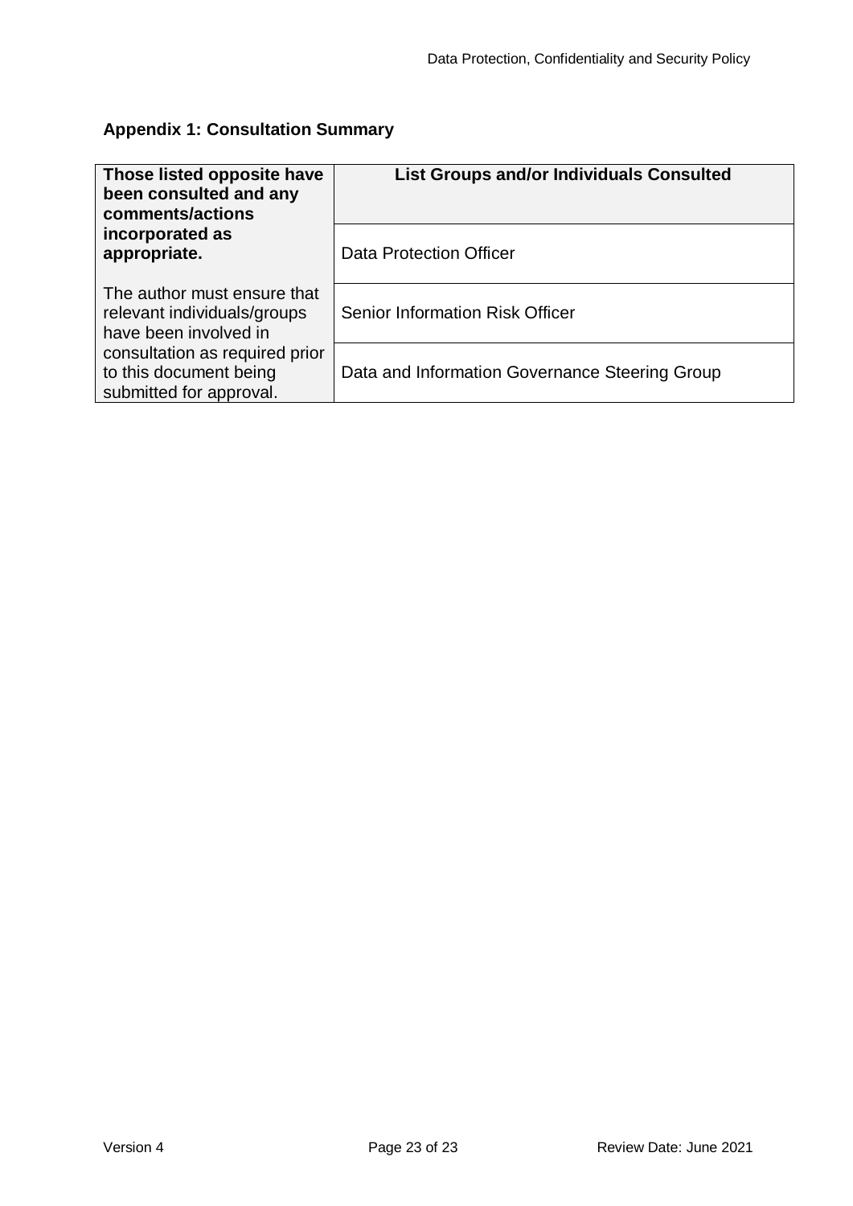## Appendix 1: Consultation Summary

| Those listed opposite have been consulted and any comments/actions incorporated as appropriate.<br><br>The author must ensure that relevant individuals/groups have been involved in consultation as required prior to this document being submitted for approval. | **List Groups and/or Individuals Consulted** |
|---|---|
| | Data Protection Officer |
| | Senior Information Risk Officer |
| | Data and Information Governance Steering Group |